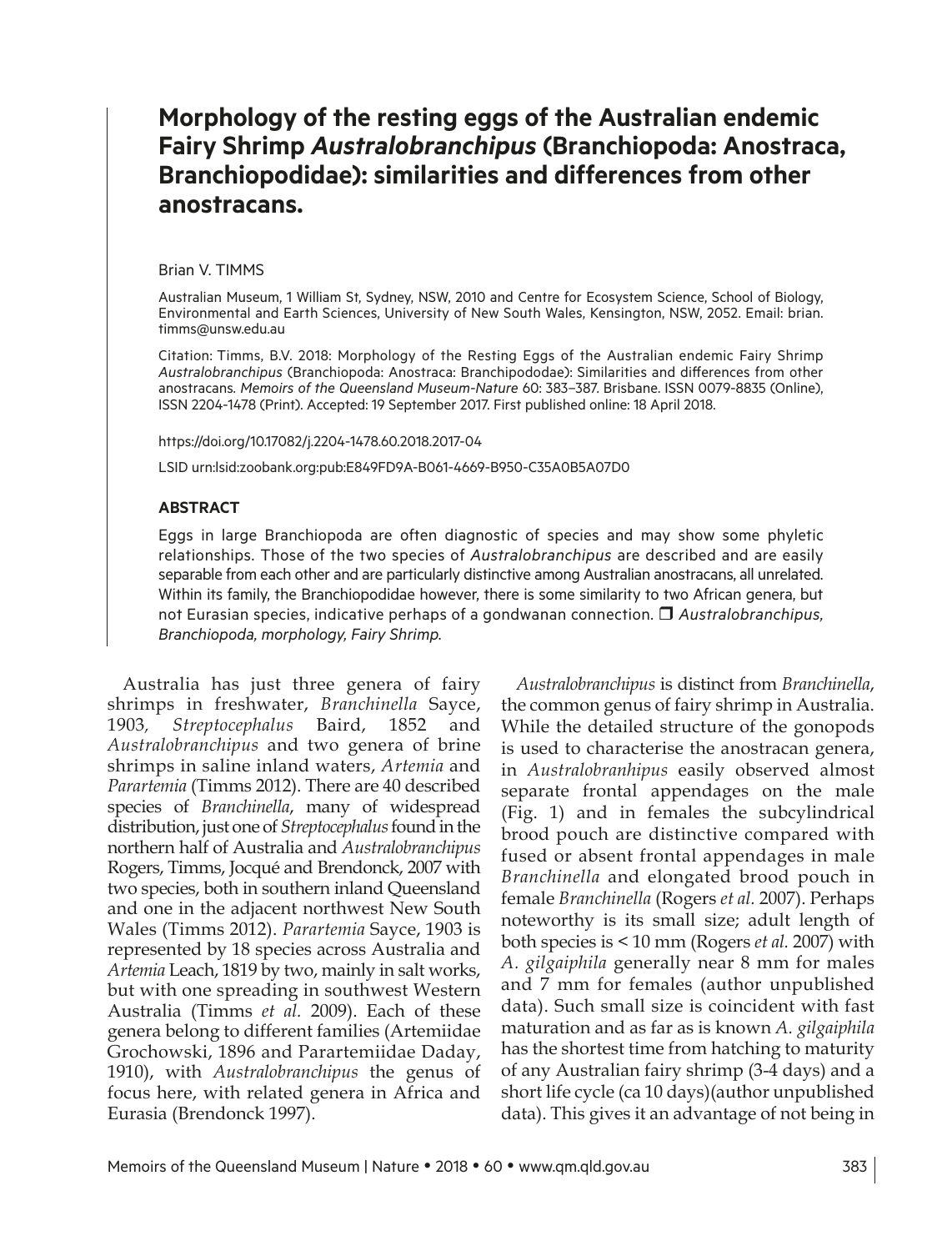# Morphology of the resting eggs of the Australian endemic Fairy Shrimp *Australobranchipus* (Branchiopoda: Anostraca, Branchiopodidae): similarities and differences from other anostracans.

Brian V. TIMMS

Australian Museum, 1 William St, Sydney, NSW, 2010 and Centre for Ecosystem Science, School of Biology, Environmental and Earth Sciences, University of New South Wales, Kensington, NSW, 2052. Email: brian.timms@unsw.edu.au

Citation: Timms, B.V. 2018: Morphology of the Resting Eggs of the Australian endemic Fairy Shrimp *Australobranchipus* (Branchiopoda: Anostraca: Branchipododae): Similarities and differences from other anostracans. *Memoirs of the Queensland Museum-Nature* 60: 383–387. Brisbane. ISSN 0079-8835 (Online), ISSN 2204-1478 (Print). Accepted: 19 September 2017. First published online: 18 April 2018.

https://doi.org/10.17082/j.2204-1478.60.2018.2017-04

LSID urn:lsid:zoobank.org:pub:E849FD9A-B061-4669-B950-C35A0B5A07D0

## ABSTRACT

Eggs in large Branchiopoda are often diagnostic of species and may show some phyletic relationships. Those of the two species of *Australobranchipus* are described and are easily separable from each other and are particularly distinctive among Australian anostracans, all unrelated. Within its family, the Branchiopodidae however, there is some similarity to two African genera, but not Eurasian species, indicative perhaps of a gondwanan connection. ❐ *Australobranchipus*, *Branchiopoda*, *morphology*, *Fairy Shrimp*.

Australia has just three genera of fairy shrimps in freshwater, *Branchinella* Sayce, 1903, *Streptocephalus* Baird, 1852 and *Australobranchipus* and two genera of brine shrimps in saline inland waters, *Artemia* and *Parartemia* (Timms 2012). There are 40 described species of *Branchinella*, many of widespread distribution, just one of *Streptocephalus* found in the northern half of Australia and *Australobranchipus* Rogers, Timms, Jocqué and Brendonck, 2007 with two species, both in southern inland Queensland and one in the adjacent northwest New South Wales (Timms 2012). *Parartemia* Sayce, 1903 is represented by 18 species across Australia and *Artemia* Leach, 1819 by two, mainly in salt works, but with one spreading in southwest Western Australia (Timms *et al.* 2009). Each of these genera belong to different families (Artemiidae Grochowski, 1896 and Parartemiidae Daday, 1910), with *Australobranchipus* the genus of focus here, with related genera in Africa and Eurasia (Brendonck 1997).

*Australobranchipus* is distinct from *Branchinella*, the common genus of fairy shrimp in Australia. While the detailed structure of the gonopods is used to characterise the anostracan genera, in *Australobranhipus* easily observed almost separate frontal appendages on the male (Fig. 1) and in females the subcylindrical brood pouch are distinctive compared with fused or absent frontal appendages in male *Branchinella* and elongated brood pouch in female *Branchinella* (Rogers *et al.* 2007). Perhaps noteworthy is its small size; adult length of both species is < 10 mm (Rogers *et al.* 2007) with *A. gilgaiphila* generally near 8 mm for males and 7 mm for females (author unpublished data). Such small size is coincident with fast maturation and as far as is known *A. gilgaiphila* has the shortest time from hatching to maturity of any Australian fairy shrimp (3-4 days) and a short life cycle (ca 10 days)(author unpublished data). This gives it an advantage of not being in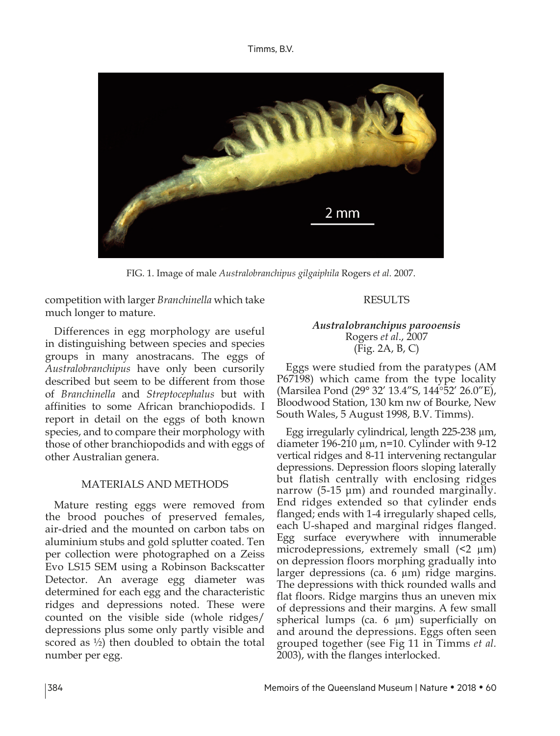FIG. 1. Image of male *Australobranchipus gilgaiphila* Rogers *et al.* 2007.

competition with larger *Branchinella* which take much longer to mature.

Differences in egg morphology are useful in distinguishing between species and species groups in many anostracans. The eggs of *Australobranchipus* have only been cursorily described but seem to be different from those of *Branchinella* and *Streptocephalus* but with affinities to some African branchiopodids. I report in detail on the eggs of both known species, and to compare their morphology with those of other branchiopodids and with eggs of other Australian genera.

## MATERIALS AND METHODS

Mature resting eggs were removed from the brood pouches of preserved females, air-dried and the mounted on carbon tabs on aluminium stubs and gold splutter coated. Ten per collection were photographed on a Zeiss Evo LS15 SEM using a Robinson Backscatter Detector. An average egg diameter was determined for each egg and the characteristic ridges and depressions noted. These were counted on the visible side (whole ridges/ depressions plus some only partly visible and scored as ½) then doubled to obtain the total number per egg.

## RESULTS

### *Australobranchipus parooensis* Rogers *et al.*, 2007 (Fig. 2A, B, C)

Eggs were studied from the paratypes (AM P67198) which came from the type locality (Marsilea Pond (29° 32′ 13.4″S, 144°52′ 26.0″E), Bloodwood Station, 130 km nw of Bourke, New South Wales, 5 August 1998, B.V. Timms).

Egg irregularly cylindrical, length 225-238 µm, diameter 196-210 µm, n=10. Cylinder with 9-12 vertical ridges and 8-11 intervening rectangular depressions. Depression floors sloping laterally but flatish centrally with enclosing ridges narrow (5-15 µm) and rounded marginally. End ridges extended so that cylinder ends flanged; ends with 1-4 irregularly shaped cells, each U-shaped and marginal ridges flanged. Egg surface everywhere with innumerable microdepressions, extremely small (<2 µm) on depression floors morphing gradually into larger depressions (ca. 6 µm) ridge margins. The depressions with thick rounded walls and flat floors. Ridge margins thus an uneven mix of depressions and their margins. A few small spherical lumps (ca. 6 µm) superficially on and around the depressions. Eggs often seen grouped together (see Fig 11 in Timms *et al.* 2003), with the flanges interlocked.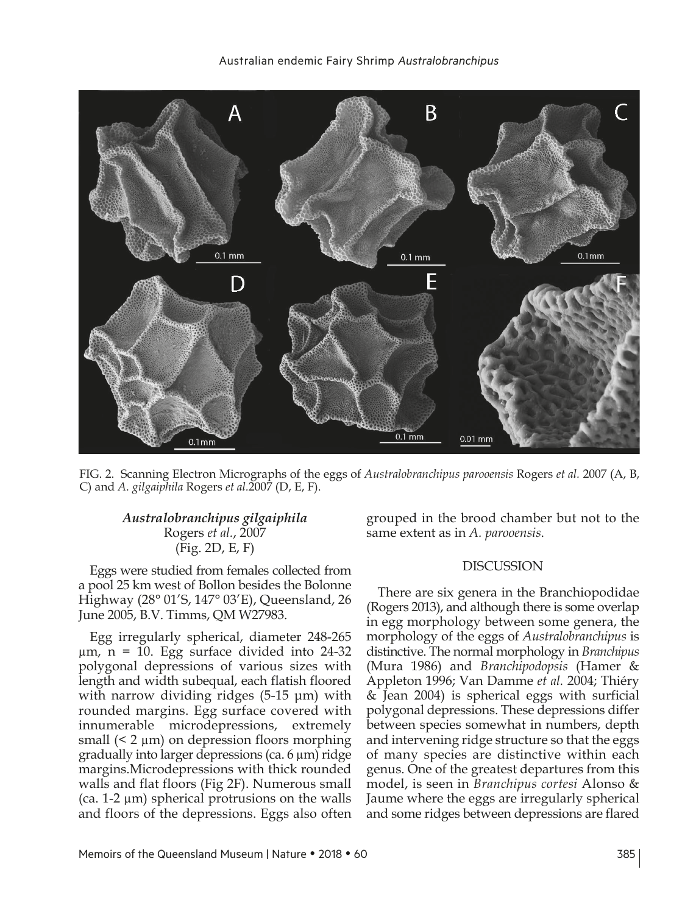FIG. 2. Scanning Electron Micrographs of the eggs of *Australobranchipus parooensis* Rogers *et al.* 2007 (A, B, C) and *A. gilgaiphila* Rogers *et al.*2007 (D, E, F).

### *Australobranchipus gilgaiphila* Rogers *et al.*, 2007 (Fig. 2D, E, F)

Eggs were studied from females collected from a pool 25 km west of Bollon besides the Bolonne Highway (28° 01'S, 147° 03'E), Queensland, 26 June 2005, B.V. Timms, QM W27983.

Egg irregularly spherical, diameter 248-265 µm, n = 10. Egg surface divided into 24-32 polygonal depressions of various sizes with length and width subequal, each flatish floored with narrow dividing ridges (5-15 µm) with rounded margins. Egg surface covered with innumerable microdepressions, extremely small (< 2 µm) on depression floors morphing gradually into larger depressions (ca. 6 µm) ridge margins.Microdepressions with thick rounded walls and flat floors (Fig 2F). Numerous small (ca. 1-2 µm) spherical protrusions on the walls and floors of the depressions. Eggs also often grouped in the brood chamber but not to the same extent as in *A. parooensis*.

## DISCUSSION

There are six genera in the Branchiopodidae (Rogers 2013), and although there is some overlap in egg morphology between some genera, the morphology of the eggs of *Australobranchipus* is distinctive. The normal morphology in *Branchipus* (Mura 1986) and *Branchipodopsis* (Hamer & Appleton 1996; Van Damme *et al.* 2004; Thiéry & Jean 2004) is spherical eggs with surficial polygonal depressions. These depressions differ between species somewhat in numbers, depth and intervening ridge structure so that the eggs of many species are distinctive within each genus. One of the greatest departures from this model, is seen in *Branchipus cortesi* Alonso & Jaume where the eggs are irregularly spherical and some ridges between depressions are flared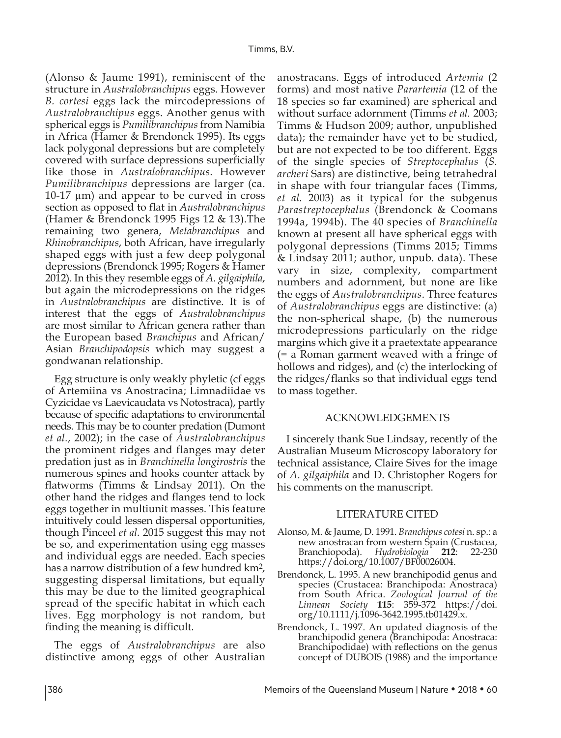(Alonso & Jaume 1991), reminiscent of the structure in *Australobranchipus* eggs. However *B. cortesi* eggs lack the mircodepressions of *Australobranchipus* eggs. Another genus with spherical eggs is *Pumilibranchipus* from Namibia in Africa (Hamer & Brendonck 1995). Its eggs lack polygonal depressions but are completely covered with surface depressions superficially like those in *Australobranchipus*. However *Pumilibranchipus* depressions are larger (ca. 10-17 µm) and appear to be curved in cross section as opposed to flat in *Australobranchipus* (Hamer & Brendonck 1995 Figs 12 & 13).The remaining two genera, *Metabranchipus* and *Rhinobranchipus*, both African, have irregularly shaped eggs with just a few deep polygonal depressions (Brendonck 1995; Rogers & Hamer 2012). In this they resemble eggs of *A. gilgaiphila*, but again the microdepressions on the ridges in *Australobranchipus* are distinctive. It is of interest that the eggs of *Australobranchipus* are most similar to African genera rather than the European based *Branchipus* and African/Asian *Branchipodopsis* which may suggest a gondwanan relationship.

Egg structure is only weakly phyletic (cf eggs of Artemiina vs Anostracina; Limnadiidae vs Cyzicidae vs Laevicaudata vs Notostraca), partly because of specific adaptations to environmental needs. This may be to counter predation (Dumont *et al.*, 2002); in the case of *Australobranchipus* the prominent ridges and flanges may deter predation just as in *Branchinella longirostris* the numerous spines and hooks counter attack by flatworms (Timms & Lindsay 2011). On the other hand the ridges and flanges tend to lock eggs together in multiunit masses. This feature intuitively could lessen dispersal opportunities, though Pinceel *et al.* 2015 suggest this may not be so, and experimentation using egg masses and individual eggs are needed. Each species has a narrow distribution of a few hundred km², suggesting dispersal limitations, but equally this may be due to the limited geographical spread of the specific habitat in which each lives. Egg morphology is not random, but finding the meaning is difficult.

The eggs of *Australobranchipus* are also distinctive among eggs of other Australian anostracans. Eggs of introduced *Artemia* (2 forms) and most native *Parartemia* (12 of the 18 species so far examined) are spherical and without surface adornment (Timms *et al.* 2003; Timms & Hudson 2009; author, unpublished data); the remainder have yet to be studied, but are not expected to be too different. Eggs of the single species of *Streptocephalus* (*S. archeri* Sars) are distinctive, being tetrahedral in shape with four triangular faces (Timms, *et al.* 2003) as it typical for the subgenus *Parastreptocephalus* (Brendonck & Coomans 1994a, 1994b). The 40 species of *Branchinella* known at present all have spherical eggs with polygonal depressions (Timms 2015; Timms & Lindsay 2011; author, unpub. data). These vary in size, complexity, compartment numbers and adornment, but none are like the eggs of *Australobranchipus*. Three features of *Australobranchipus* eggs are distinctive: (a) the non-spherical shape, (b) the numerous microdepressions particularly on the ridge margins which give it a praetextate appearance (= a Roman garment weaved with a fringe of hollows and ridges), and (c) the interlocking of the ridges/flanks so that individual eggs tend to mass together.

## ACKNOWLEDGEMENTS

I sincerely thank Sue Lindsay, recently of the Australian Museum Microscopy laboratory for technical assistance, Claire Sives for the image of *A. gilgaiphila* and D. Christopher Rogers for his comments on the manuscript.

## LITERATURE CITED

Alonso, M. & Jaume, D. 1991. *Branchipus cotesi* n. sp.: a new anostracan from western Spain (Crustacea, Branchiopoda). *Hydrobiologia* **212**: 22-230 https://doi.org/10.1007/BF00026004.

Brendonck, L. 1995. A new branchipodid genus and species (Crustacea: Branchipoda: Anostraca) from South Africa. *Zoological Journal of the Linnean Society* **115**: 359-372 https://doi.org/10.1111/j.1096-3642.1995.tb01429.x.

Brendonck, L. 1997. An updated diagnosis of the branchipodid genera (Branchipoda: Anostraca: Branchipodidae) with reflections on the genus concept of DUBOIS (1988) and the importance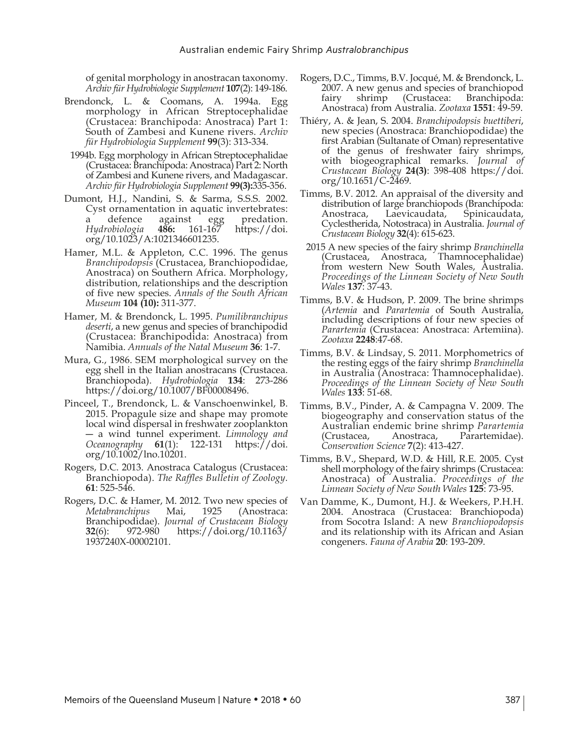of genital morphology in anostracan taxonomy. *Archiv für Hydrobiologie Supplement* **107**(2): 149-186.

Brendonck, L. & Coomans, A. 1994a. Egg morphology in African Streptocephalidae (Crustacea: Branchipoda: Anostraca) Part 1: South of Zambesi and Kunene rivers. *Archiv für Hydrobiologia Supplement* **99**(3): 313-334.

1994b. Egg morphology in African Streptocephalidae (Crustacea: Branchipoda: Anostraca) Part 2: North of Zambesi and Kunene rivers, and Madagascar. *Archiv für Hydrobiologia Supplement* **99(3):**335-356.

Dumont, H.J., Nandini, S. & Sarma, S.S.S. 2002. Cyst ornamentation in aquatic invertebrates: a defence against egg predation. *Hydrobiologia* **486:** 161-167 https://doi.org/10.1023/A:1021346601235.

Hamer, M.L. & Appleton, C.C. 1996. The genus *Branchipodopsis* (Crustacea, Branchiopodidae, Anostraca) on Southern Africa. Morphology, distribution, relationships and the description of five new species. *Annals of the South African Museum* **104 (10):** 311-377.

Hamer, M. & Brendonck, L. 1995. *Pumilibranchipus deserti*, a new genus and species of branchipodid (Crustacea: Branchipodida: Anostraca) from Namibia. *Annuals of the Natal Museum* **36**: 1-7.

Mura, G., 1986. SEM morphological survey on the egg shell in the Italian anostracans (Crustacea. Branchiopoda). *Hydrobiologia* **134**: 273-286 https://doi.org/10.1007/BF00008496.

Pinceel, T., Brendonck, L. & Vanschoenwinkel, B. 2015. Propagule size and shape may promote local wind dispersal in freshwater zooplankton — a wind tunnel experiment. *Limnology and Oceanography* **61**(1): 122-131 https://doi.org/10.1002/lno.10201.

Rogers, D.C. 2013. Anostraca Catalogus (Crustacea: Branchiopoda). *The Raffles Bulletin of Zoology.* **61**: 525-546.

Rogers, D.C. & Hamer, M. 2012. Two new species of *Metabranchipus* Mai, 1925 (Anostraca: Branchipodidae). *Journal of Crustacean Biology* **32**(6): 972-980 https://doi.org/10.1163/1937240X-00002101.

Rogers, D.C., Timms, B.V. Jocqué, M. & Brendonck, L. 2007. A new genus and species of branchipod fairy shrimp (Crustacea: Branchipoda: Anostraca) from Australia. *Zootaxa* **1551**: 49-59.

Thiéry, A. & Jean, S. 2004. *Branchipodopsis buettiberi*, new species (Anostraca: Branchiopodidae) the first Arabian (Sultanate of Oman) representative of the genus of freshwater fairy shrimps, with biogeographical remarks. *Journal of Crustacean Biology* **24(3)**: 398-408 https://doi.org/10.1651/C-2469.

Timms, B.V. 2012. An appraisal of the diversity and distribution of large branchiopods (Branchipoda: Anostraca, Laevicaudata, Spinicaudata, Cyclestherida, Notostraca) in Australia. *Journal of Crustacean Biology* **32**(4): 615-623.

2015 A new species of the fairy shrimp *Branchinella* (Crustacea, Anostraca, Thamnocephalidae) from western New South Wales, Australia. *Proceedings of the Linnean Society of New South Wales* **137**: 37-43.

Timms, B.V. & Hudson, P. 2009. The brine shrimps (*Artemia* and *Parartemia* of South Australia, including descriptions of four new species of *Parartemia* (Crustacea: Anostraca: Artemiina). *Zootaxa* **2248**:47-68.

Timms, B.V. & Lindsay, S. 2011. Morphometrics of the resting eggs of the fairy shrimp *Branchinella* in Australia (Anostraca: Thamnocephalidae). *Proceedings of the Linnean Society of New South Wales* **133**: 51-68.

Timms, B.V., Pinder, A. & Campagna V. 2009. The biogeography and conservation status of the Australian endemic brine shrimp *Parartemia* (Crustacea, Anostraca, Parartemidae). *Conservation Science* **7**(2): 413-427.

Timms, B.V., Shepard, W.D. & Hill, R.E. 2005. Cyst shell morphology of the fairy shrimps (Crustacea: Anostraca) of Australia. *Proceedings of the Linnean Society of New South Wales* **125**: 73-95.

Van Damme, K., Dumont, H.J. & Weekers, P.H.H. 2004. Anostraca (Crustacea: Branchiopoda) from Socotra Island: A new *Branchiopodopsis* and its relationship with its African and Asian congeners. *Fauna of Arabia* **20**: 193-209.